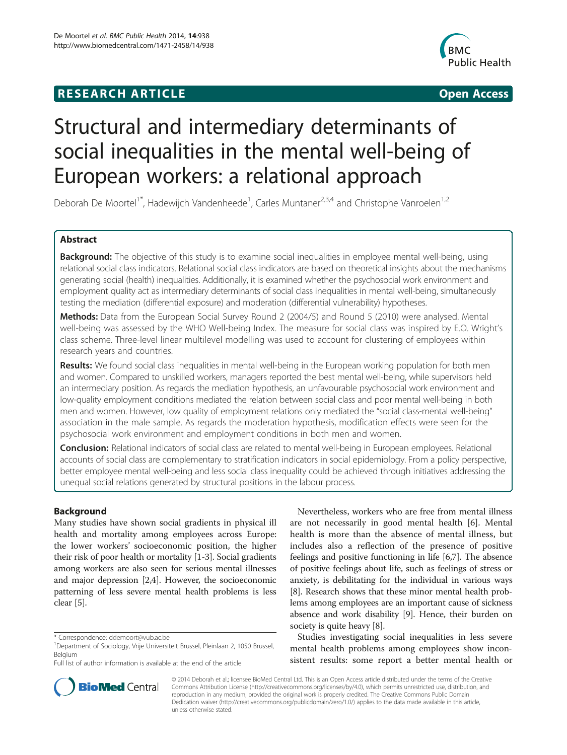**RESEARCH ARTICLE** **Open Access**

# Structural and intermediary determinants of social inequalities in the mental well-being of European workers: a relational approach

Deborah De Moortel[1*], Hadewijch Vandenheede[1], Carles Muntaner[2,3,4] and Christophe Vanroelen[1,2]

## Abstract

**Background:** The objective of this study is to examine social inequalities in employee mental well-being, using relational social class indicators. Relational social class indicators are based on theoretical insights about the mechanisms generating social (health) inequalities. Additionally, it is examined whether the psychosocial work environment and employment quality act as intermediary determinants of social class inequalities in mental well-being, simultaneously testing the mediation (differential exposure) and moderation (differential vulnerability) hypotheses.

**Methods:** Data from the European Social Survey Round 2 (2004/5) and Round 5 (2010) were analysed. Mental well-being was assessed by the WHO Well-being Index. The measure for social class was inspired by E.O. Wright's class scheme. Three-level linear multilevel modelling was used to account for clustering of employees within research years and countries.

**Results:** We found social class inequalities in mental well-being in the European working population for both men and women. Compared to unskilled workers, managers reported the best mental well-being, while supervisors held an intermediary position. As regards the mediation hypothesis, an unfavourable psychosocial work environment and low-quality employment conditions mediated the relation between social class and poor mental well-being in both men and women. However, low quality of employment relations only mediated the "social class-mental well-being" association in the male sample. As regards the moderation hypothesis, modification effects were seen for the psychosocial work environment and employment conditions in both men and women.

**Conclusion:** Relational indicators of social class are related to mental well-being in European employees. Relational accounts of social class are complementary to stratification indicators in social epidemiology. From a policy perspective, better employee mental well-being and less social class inequality could be achieved through initiatives addressing the unequal social relations generated by structural positions in the labour process.

## Background

Many studies have shown social gradients in physical ill health and mortality among employees across Europe: the lower workers' socioeconomic position, the higher their risk of poor health or mortality [1-3]. Social gradients among workers are also seen for serious mental illnesses and major depression [2,4]. However, the socioeconomic patterning of less severe mental health problems is less clear [5].

Nevertheless, workers who are free from mental illness are not necessarily in good mental health [6]. Mental health is more than the absence of mental illness, but includes also a reflection of the presence of positive feelings and positive functioning in life [6,7]. The absence of positive feelings about life, such as feelings of stress or anxiety, is debilitating for the individual in various ways [8]. Research shows that these minor mental health problems among employees are an important cause of sickness absence and work disability [9]. Hence, their burden on society is quite heavy [8].

Studies investigating social inequalities in less severe mental health problems among employees show inconsistent results: some report a better mental health or

---

\* Correspondence: ddemoort@vub.ac.be
[1]Department of Sociology, Vrije Universiteit Brussel, Pleinlaan 2, 1050 Brussel, Belgium
Full list of author information is available at the end of the article

© 2014 Deborah et al.; licensee BioMed Central Ltd. This is an Open Access article distributed under the terms of the Creative Commons Attribution License (http://creativecommons.org/licenses/by/4.0), which permits unrestricted use, distribution, and reproduction in any medium, provided the original work is properly credited. The Creative Commons Public Domain Dedication waiver (http://creativecommons.org/publicdomain/zero/1.0/) applies to the data made available in this article, unless otherwise stated.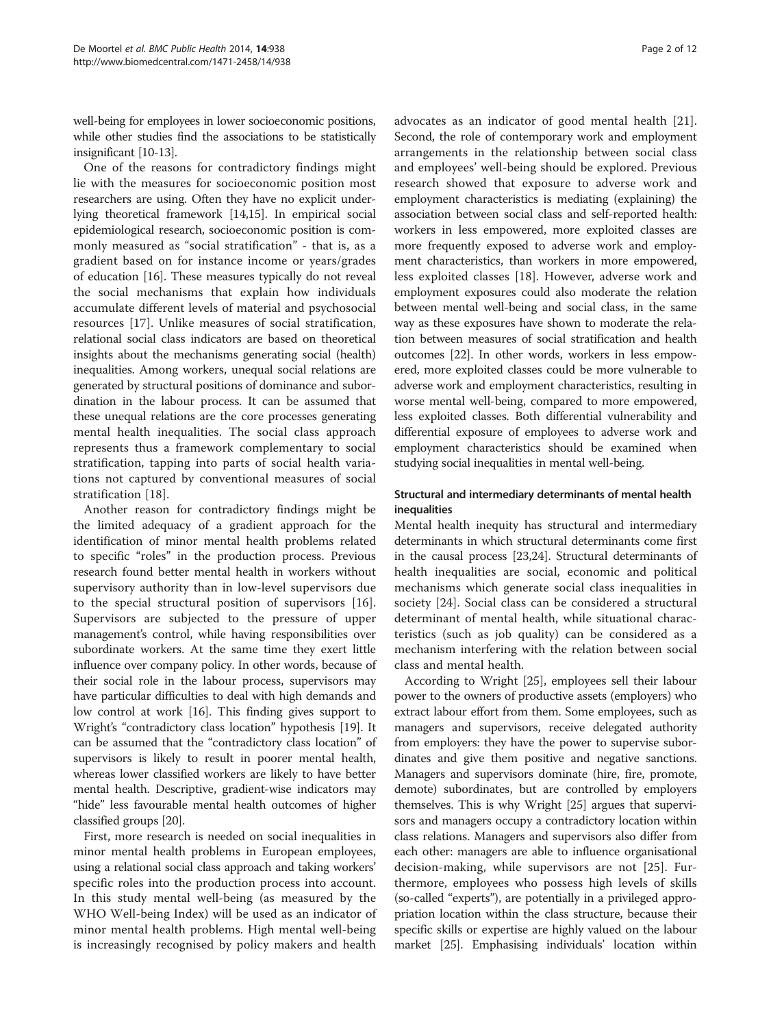well-being for employees in lower socioeconomic positions, while other studies find the associations to be statistically insignificant [10-13].

One of the reasons for contradictory findings might lie with the measures for socioeconomic position most researchers are using. Often they have no explicit underlying theoretical framework [14,15]. In empirical social epidemiological research, socioeconomic position is commonly measured as "social stratification" - that is, as a gradient based on for instance income or years/grades of education [16]. These measures typically do not reveal the social mechanisms that explain how individuals accumulate different levels of material and psychosocial resources [17]. Unlike measures of social stratification, relational social class indicators are based on theoretical insights about the mechanisms generating social (health) inequalities. Among workers, unequal social relations are generated by structural positions of dominance and subordination in the labour process. It can be assumed that these unequal relations are the core processes generating mental health inequalities. The social class approach represents thus a framework complementary to social stratification, tapping into parts of social health variations not captured by conventional measures of social stratification [18].

Another reason for contradictory findings might be the limited adequacy of a gradient approach for the identification of minor mental health problems related to specific "roles" in the production process. Previous research found better mental health in workers without supervisory authority than in low-level supervisors due to the special structural position of supervisors [16]. Supervisors are subjected to the pressure of upper management's control, while having responsibilities over subordinate workers. At the same time they exert little influence over company policy. In other words, because of their social role in the labour process, supervisors may have particular difficulties to deal with high demands and low control at work [16]. This finding gives support to Wright's "contradictory class location" hypothesis [19]. It can be assumed that the "contradictory class location" of supervisors is likely to result in poorer mental health, whereas lower classified workers are likely to have better mental health. Descriptive, gradient-wise indicators may "hide" less favourable mental health outcomes of higher classified groups [20].

First, more research is needed on social inequalities in minor mental health problems in European employees, using a relational social class approach and taking workers' specific roles into the production process into account. In this study mental well-being (as measured by the WHO Well-being Index) will be used as an indicator of minor mental health problems. High mental well-being is increasingly recognised by policy makers and health advocates as an indicator of good mental health [21]. Second, the role of contemporary work and employment arrangements in the relationship between social class and employees' well-being should be explored. Previous research showed that exposure to adverse work and employment characteristics is mediating (explaining) the association between social class and self-reported health: workers in less empowered, more exploited classes are more frequently exposed to adverse work and employment characteristics, than workers in more empowered, less exploited classes [18]. However, adverse work and employment exposures could also moderate the relation between mental well-being and social class, in the same way as these exposures have shown to moderate the relation between measures of social stratification and health outcomes [22]. In other words, workers in less empowered, more exploited classes could be more vulnerable to adverse work and employment characteristics, resulting in worse mental well-being, compared to more empowered, less exploited classes. Both differential vulnerability and differential exposure of employees to adverse work and employment characteristics should be examined when studying social inequalities in mental well-being.

### Structural and intermediary determinants of mental health inequalities

Mental health inequity has structural and intermediary determinants in which structural determinants come first in the causal process [23,24]. Structural determinants of health inequalities are social, economic and political mechanisms which generate social class inequalities in society [24]. Social class can be considered a structural determinant of mental health, while situational characteristics (such as job quality) can be considered as a mechanism interfering with the relation between social class and mental health.

According to Wright [25], employees sell their labour power to the owners of productive assets (employers) who extract labour effort from them. Some employees, such as managers and supervisors, receive delegated authority from employers: they have the power to supervise subordinates and give them positive and negative sanctions. Managers and supervisors dominate (hire, fire, promote, demote) subordinates, but are controlled by employers themselves. This is why Wright [25] argues that supervisors and managers occupy a contradictory location within class relations. Managers and supervisors also differ from each other: managers are able to influence organisational decision-making, while supervisors are not [25]. Furthermore, employees who possess high levels of skills (so-called "experts"), are potentially in a privileged appropriation location within the class structure, because their specific skills or expertise are highly valued on the labour market [25]. Emphasising individuals' location within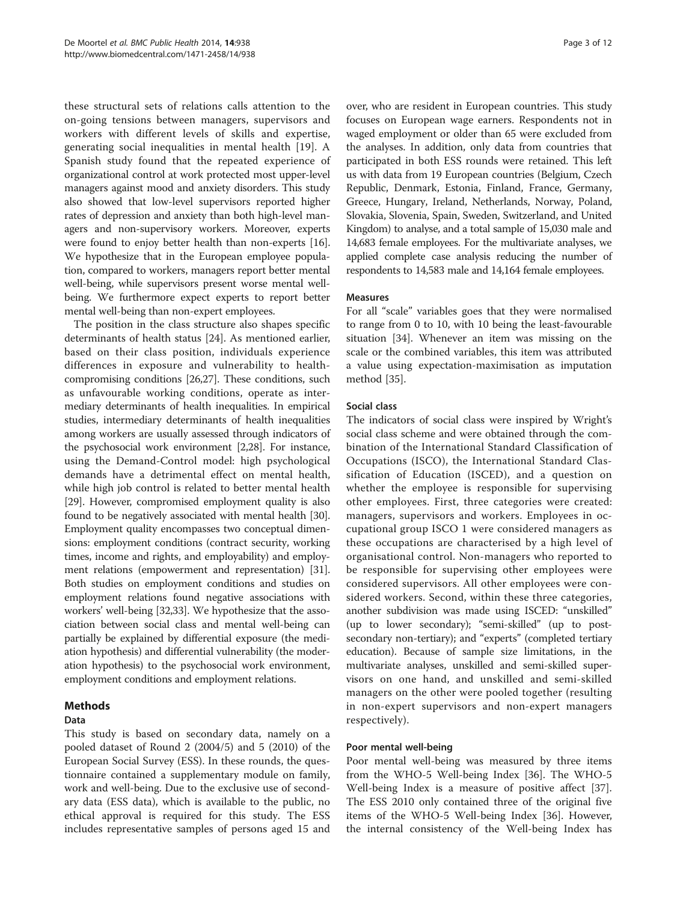these structural sets of relations calls attention to the on-going tensions between managers, supervisors and workers with different levels of skills and expertise, generating social inequalities in mental health [19]. A Spanish study found that the repeated experience of organizational control at work protected most upper-level managers against mood and anxiety disorders. This study also showed that low-level supervisors reported higher rates of depression and anxiety than both high-level managers and non-supervisory workers. Moreover, experts were found to enjoy better health than non-experts [16]. We hypothesize that in the European employee population, compared to workers, managers report better mental well-being, while supervisors present worse mental well-being. We furthermore expect experts to report better mental well-being than non-expert employees.

The position in the class structure also shapes specific determinants of health status [24]. As mentioned earlier, based on their class position, individuals experience differences in exposure and vulnerability to health-compromising conditions [26,27]. These conditions, such as unfavourable working conditions, operate as intermediary determinants of health inequalities. In empirical studies, intermediary determinants of health inequalities among workers are usually assessed through indicators of the psychosocial work environment [2,28]. For instance, using the Demand-Control model: high psychological demands have a detrimental effect on mental health, while high job control is related to better mental health [29]. However, compromised employment quality is also found to be negatively associated with mental health [30]. Employment quality encompasses two conceptual dimensions: employment conditions (contract security, working times, income and rights, and employability) and employment relations (empowerment and representation) [31]. Both studies on employment conditions and studies on employment relations found negative associations with workers' well-being [32,33]. We hypothesize that the association between social class and mental well-being can partially be explained by differential exposure (the mediation hypothesis) and differential vulnerability (the moderation hypothesis) to the psychosocial work environment, employment conditions and employment relations.

## Methods

### Data

This study is based on secondary data, namely on a pooled dataset of Round 2 (2004/5) and 5 (2010) of the European Social Survey (ESS). In these rounds, the questionnaire contained a supplementary module on family, work and well-being. Due to the exclusive use of secondary data (ESS data), which is available to the public, no ethical approval is required for this study. The ESS includes representative samples of persons aged 15 and over, who are resident in European countries. This study focuses on European wage earners. Respondents not in waged employment or older than 65 were excluded from the analyses. In addition, only data from countries that participated in both ESS rounds were retained. This left us with data from 19 European countries (Belgium, Czech Republic, Denmark, Estonia, Finland, France, Germany, Greece, Hungary, Ireland, Netherlands, Norway, Poland, Slovakia, Slovenia, Spain, Sweden, Switzerland, and United Kingdom) to analyse, and a total sample of 15,030 male and 14,683 female employees. For the multivariate analyses, we applied complete case analysis reducing the number of respondents to 14,583 male and 14,164 female employees.

### Measures

For all "scale" variables goes that they were normalised to range from 0 to 10, with 10 being the least-favourable situation [34]. Whenever an item was missing on the scale or the combined variables, this item was attributed a value using expectation-maximisation as imputation method [35].

### Social class

The indicators of social class were inspired by Wright's social class scheme and were obtained through the combination of the International Standard Classification of Occupations (ISCO), the International Standard Classification of Education (ISCED), and a question on whether the employee is responsible for supervising other employees. First, three categories were created: managers, supervisors and workers. Employees in occupational group ISCO 1 were considered managers as these occupations are characterised by a high level of organisational control. Non-managers who reported to be responsible for supervising other employees were considered supervisors. All other employees were considered workers. Second, within these three categories, another subdivision was made using ISCED: "unskilled" (up to lower secondary); "semi-skilled" (up to post-secondary non-tertiary); and "experts" (completed tertiary education). Because of sample size limitations, in the multivariate analyses, unskilled and semi-skilled supervisors on one hand, and unskilled and semi-skilled managers on the other were pooled together (resulting in non-expert supervisors and non-expert managers respectively).

### Poor mental well-being

Poor mental well-being was measured by three items from the WHO-5 Well-being Index [36]. The WHO-5 Well-being Index is a measure of positive affect [37]. The ESS 2010 only contained three of the original five items of the WHO-5 Well-being Index [36]. However, the internal consistency of the Well-being Index has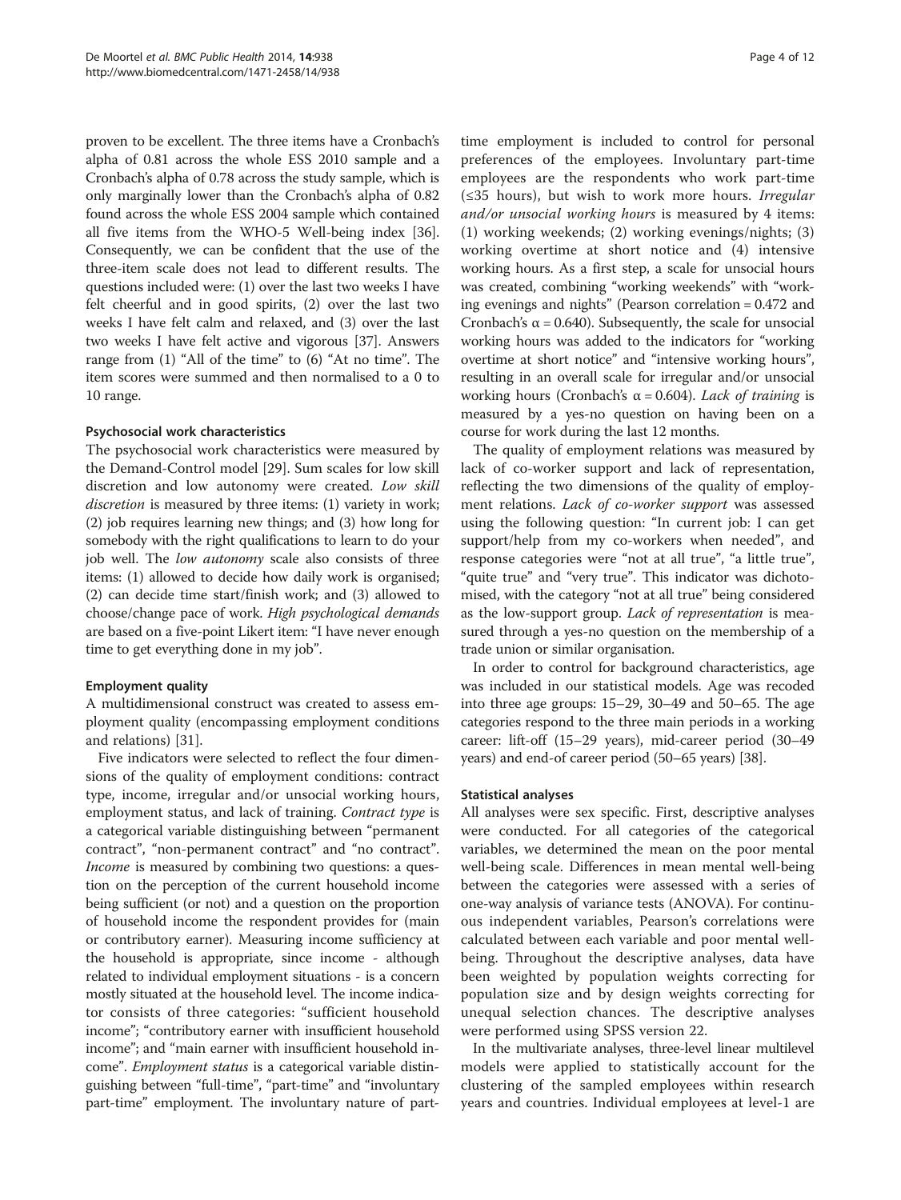proven to be excellent. The three items have a Cronbach's alpha of 0.81 across the whole ESS 2010 sample and a Cronbach's alpha of 0.78 across the study sample, which is only marginally lower than the Cronbach's alpha of 0.82 found across the whole ESS 2004 sample which contained all five items from the WHO-5 Well-being index [36]. Consequently, we can be confident that the use of the three-item scale does not lead to different results. The questions included were: (1) over the last two weeks I have felt cheerful and in good spirits, (2) over the last two weeks I have felt calm and relaxed, and (3) over the last two weeks I have felt active and vigorous [37]. Answers range from (1) "All of the time" to (6) "At no time". The item scores were summed and then normalised to a 0 to 10 range.

#### Psychosocial work characteristics

The psychosocial work characteristics were measured by the Demand-Control model [29]. Sum scales for low skill discretion and low autonomy were created. *Low skill discretion* is measured by three items: (1) variety in work; (2) job requires learning new things; and (3) how long for somebody with the right qualifications to learn to do your job well. The *low autonomy* scale also consists of three items: (1) allowed to decide how daily work is organised; (2) can decide time start/finish work; and (3) allowed to choose/change pace of work. *High psychological demands* are based on a five-point Likert item: "I have never enough time to get everything done in my job".

#### Employment quality

A multidimensional construct was created to assess employment quality (encompassing employment conditions and relations) [31].

Five indicators were selected to reflect the four dimensions of the quality of employment conditions: contract type, income, irregular and/or unsocial working hours, employment status, and lack of training. *Contract type* is a categorical variable distinguishing between "permanent contract", "non-permanent contract" and "no contract". *Income* is measured by combining two questions: a question on the perception of the current household income being sufficient (or not) and a question on the proportion of household income the respondent provides for (main or contributory earner). Measuring income sufficiency at the household is appropriate, since income - although related to individual employment situations - is a concern mostly situated at the household level. The income indicator consists of three categories: "sufficient household income"; "contributory earner with insufficient household income"; and "main earner with insufficient household income". *Employment status* is a categorical variable distinguishing between "full-time", "part-time" and "involuntary part-time" employment. The involuntary nature of part-time employment is included to control for personal preferences of the employees. Involuntary part-time employees are the respondents who work part-time (≤35 hours), but wish to work more hours. *Irregular and/or unsocial working hours* is measured by 4 items: (1) working weekends; (2) working evenings/nights; (3) working overtime at short notice and (4) intensive working hours. As a first step, a scale for unsocial hours was created, combining "working weekends" with "working evenings and nights" (Pearson correlation = 0.472 and Cronbach's α = 0.640). Subsequently, the scale for unsocial working hours was added to the indicators for "working overtime at short notice" and "intensive working hours", resulting in an overall scale for irregular and/or unsocial working hours (Cronbach's α = 0.604). *Lack of training* is measured by a yes-no question on having been on a course for work during the last 12 months.

The quality of employment relations was measured by lack of co-worker support and lack of representation, reflecting the two dimensions of the quality of employment relations. *Lack of co-worker support* was assessed using the following question: "In current job: I can get support/help from my co-workers when needed", and response categories were "not at all true", "a little true", "quite true" and "very true". This indicator was dichotomised, with the category "not at all true" being considered as the low-support group. *Lack of representation* is measured through a yes-no question on the membership of a trade union or similar organisation.

In order to control for background characteristics, age was included in our statistical models. Age was recoded into three age groups: 15–29, 30–49 and 50–65. The age categories respond to the three main periods in a working career: lift-off (15–29 years), mid-career period (30–49 years) and end-of career period (50–65 years) [38].

#### Statistical analyses

All analyses were sex specific. First, descriptive analyses were conducted. For all categories of the categorical variables, we determined the mean on the poor mental well-being scale. Differences in mean mental well-being between the categories were assessed with a series of one-way analysis of variance tests (ANOVA). For continuous independent variables, Pearson's correlations were calculated between each variable and poor mental well-being. Throughout the descriptive analyses, data have been weighted by population weights correcting for population size and by design weights correcting for unequal selection chances. The descriptive analyses were performed using SPSS version 22.

In the multivariate analyses, three-level linear multilevel models were applied to statistically account for the clustering of the sampled employees within research years and countries. Individual employees at level-1 are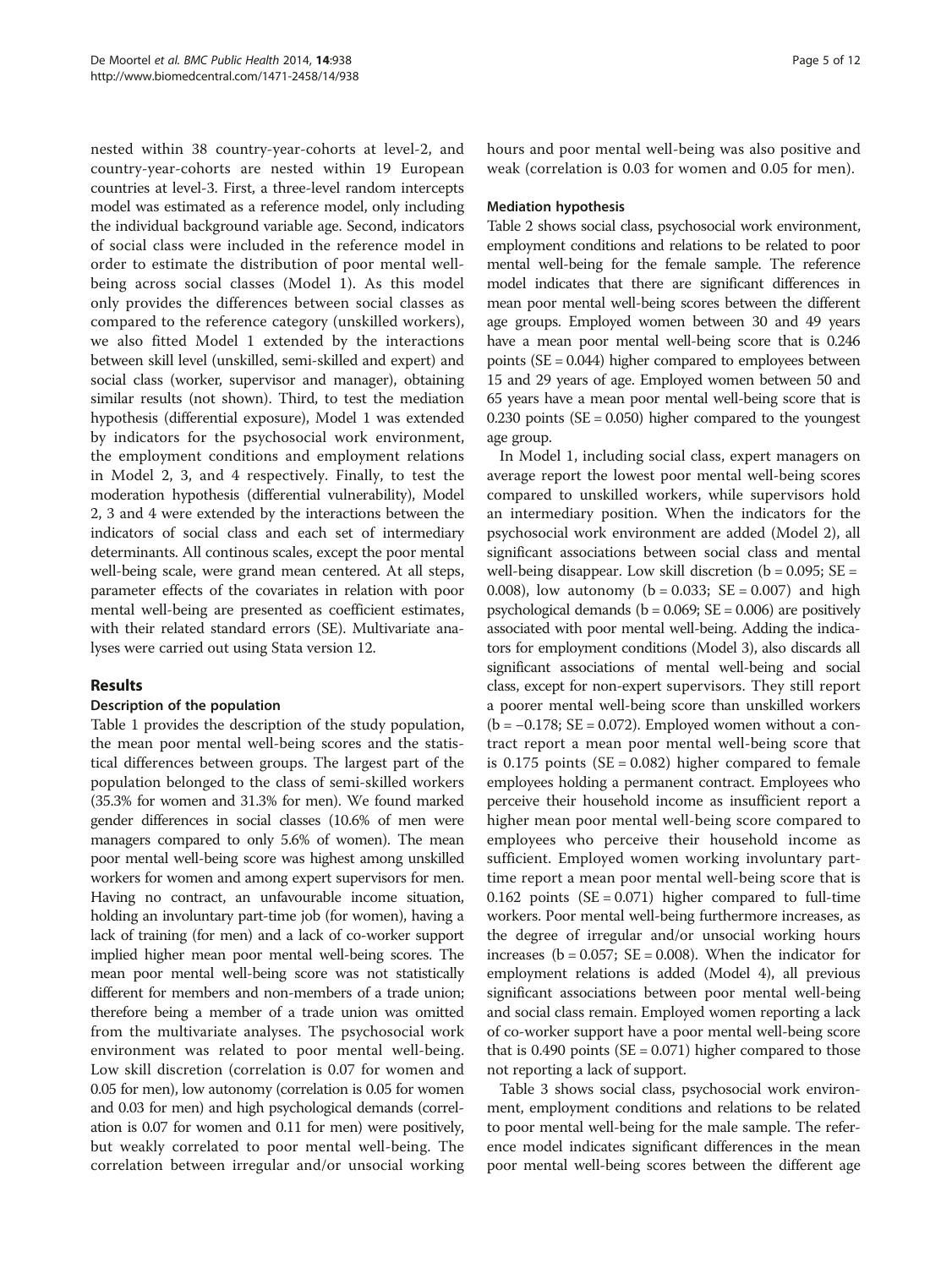nested within 38 country-year-cohorts at level-2, and country-year-cohorts are nested within 19 European countries at level-3. First, a three-level random intercepts model was estimated as a reference model, only including the individual background variable age. Second, indicators of social class were included in the reference model in order to estimate the distribution of poor mental well-being across social classes (Model 1). As this model only provides the differences between social classes as compared to the reference category (unskilled workers), we also fitted Model 1 extended by the interactions between skill level (unskilled, semi-skilled and expert) and social class (worker, supervisor and manager), obtaining similar results (not shown). Third, to test the mediation hypothesis (differential exposure), Model 1 was extended by indicators for the psychosocial work environment, the employment conditions and employment relations in Model 2, 3, and 4 respectively. Finally, to test the moderation hypothesis (differential vulnerability), Model 2, 3 and 4 were extended by the interactions between the indicators of social class and each set of intermediary determinants. All continous scales, except the poor mental well-being scale, were grand mean centered. At all steps, parameter effects of the covariates in relation with poor mental well-being are presented as coefficient estimates, with their related standard errors (SE). Multivariate analyses were carried out using Stata version 12.

## Results

### Description of the population

Table 1 provides the description of the study population, the mean poor mental well-being scores and the statistical differences between groups. The largest part of the population belonged to the class of semi-skilled workers (35.3% for women and 31.3% for men). We found marked gender differences in social classes (10.6% of men were managers compared to only 5.6% of women). The mean poor mental well-being score was highest among unskilled workers for women and among expert supervisors for men. Having no contract, an unfavourable income situation, holding an involuntary part-time job (for women), having a lack of training (for men) and a lack of co-worker support implied higher mean poor mental well-being scores. The mean poor mental well-being score was not statistically different for members and non-members of a trade union; therefore being a member of a trade union was omitted from the multivariate analyses. The psychosocial work environment was related to poor mental well-being. Low skill discretion (correlation is 0.07 for women and 0.05 for men), low autonomy (correlation is 0.05 for women and 0.03 for men) and high psychological demands (correlation is 0.07 for women and 0.11 for men) were positively, but weakly correlated to poor mental well-being. The correlation between irregular and/or unsocial working hours and poor mental well-being was also positive and weak (correlation is 0.03 for women and 0.05 for men).

### Mediation hypothesis

Table 2 shows social class, psychosocial work environment, employment conditions and relations to be related to poor mental well-being for the female sample. The reference model indicates that there are significant differences in mean poor mental well-being scores between the different age groups. Employed women between 30 and 49 years have a mean poor mental well-being score that is 0.246 points (SE = 0.044) higher compared to employees between 15 and 29 years of age. Employed women between 50 and 65 years have a mean poor mental well-being score that is 0.230 points (SE = 0.050) higher compared to the youngest age group.

In Model 1, including social class, expert managers on average report the lowest poor mental well-being scores compared to unskilled workers, while supervisors hold an intermediary position. When the indicators for the psychosocial work environment are added (Model 2), all significant associations between social class and mental well-being disappear. Low skill discretion (b = 0.095; SE = 0.008), low autonomy (b = 0.033; SE = 0.007) and high psychological demands (b = 0.069; SE = 0.006) are positively associated with poor mental well-being. Adding the indicators for employment conditions (Model 3), also discards all significant associations of mental well-being and social class, except for non-expert supervisors. They still report a poorer mental well-being score than unskilled workers (b = −0.178; SE = 0.072). Employed women without a contract report a mean poor mental well-being score that is 0.175 points (SE = 0.082) higher compared to female employees holding a permanent contract. Employees who perceive their household income as insufficient report a higher mean poor mental well-being score compared to employees who perceive their household income as sufficient. Employed women working involuntary part-time report a mean poor mental well-being score that is 0.162 points (SE = 0.071) higher compared to full-time workers. Poor mental well-being furthermore increases, as the degree of irregular and/or unsocial working hours increases (b = 0.057; SE = 0.008). When the indicator for employment relations is added (Model 4), all previous significant associations between poor mental well-being and social class remain. Employed women reporting a lack of co-worker support have a poor mental well-being score that is 0.490 points (SE = 0.071) higher compared to those not reporting a lack of support.

Table 3 shows social class, psychosocial work environment, employment conditions and relations to be related to poor mental well-being for the male sample. The reference model indicates significant differences in the mean poor mental well-being scores between the different age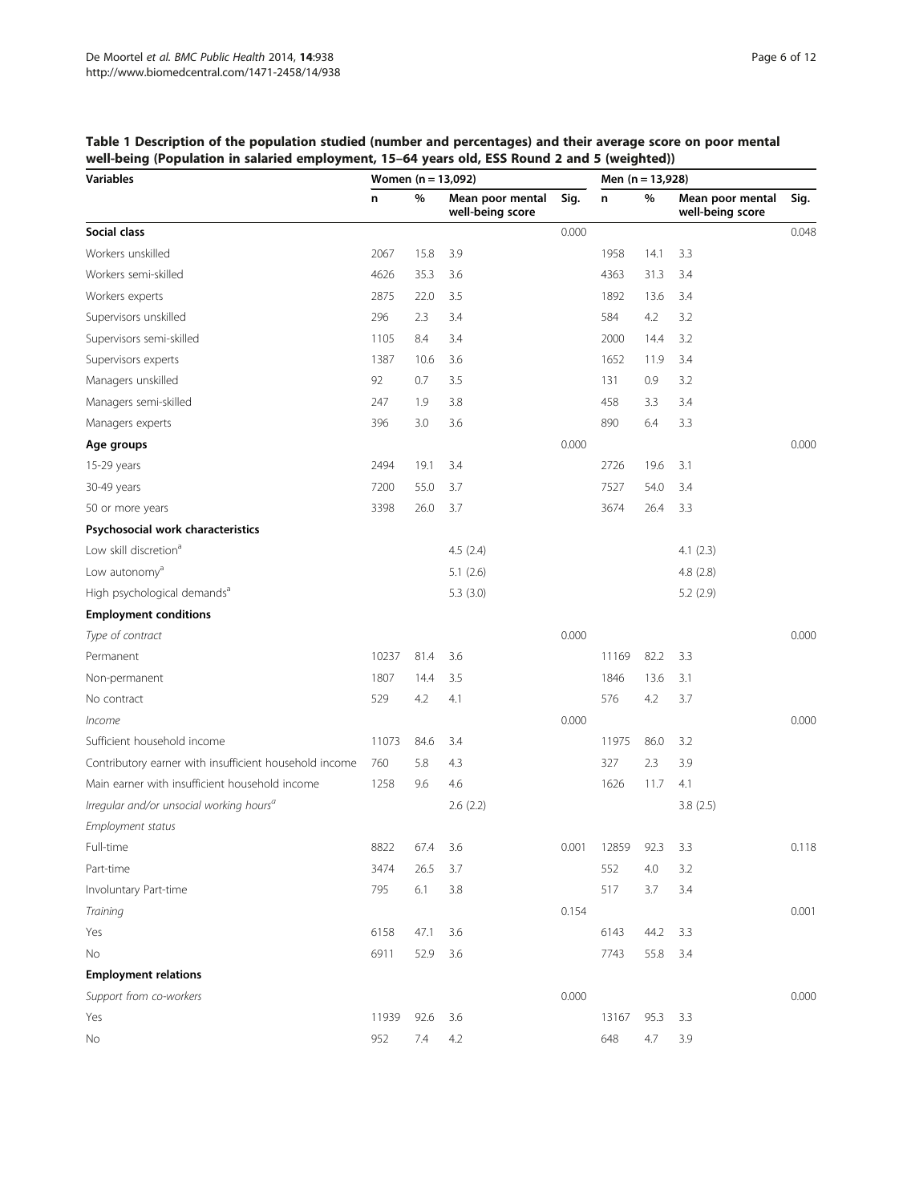**Table 1 Description of the population studied (number and percentages) and their average score on poor mental well-being (Population in salaried employment, 15–64 years old, ESS Round 2 and 5 (weighted))**

| Variables | Women (n = 13,092) | | | | Men (n = 13,928) | | | |
|---|---|---|---|---|---|---|---|---|
| | n | % | Mean poor mental well-being score | Sig. | n | % | Mean poor mental well-being score | Sig. |
| **Social class** | | | | 0.000 | | | | 0.048 |
| Workers unskilled | 2067 | 15.8 | 3.9 | | 1958 | 14.1 | 3.3 | |
| Workers semi-skilled | 4626 | 35.3 | 3.6 | | 4363 | 31.3 | 3.4 | |
| Workers experts | 2875 | 22.0 | 3.5 | | 1892 | 13.6 | 3.4 | |
| Supervisors unskilled | 296 | 2.3 | 3.4 | | 584 | 4.2 | 3.2 | |
| Supervisors semi-skilled | 1105 | 8.4 | 3.4 | | 2000 | 14.4 | 3.2 | |
| Supervisors experts | 1387 | 10.6 | 3.6 | | 1652 | 11.9 | 3.4 | |
| Managers unskilled | 92 | 0.7 | 3.5 | | 131 | 0.9 | 3.2 | |
| Managers semi-skilled | 247 | 1.9 | 3.8 | | 458 | 3.3 | 3.4 | |
| Managers experts | 396 | 3.0 | 3.6 | | 890 | 6.4 | 3.3 | |
| **Age groups** | | | | 0.000 | | | | 0.000 |
| 15-29 years | 2494 | 19.1 | 3.4 | | 2726 | 19.6 | 3.1 | |
| 30-49 years | 7200 | 55.0 | 3.7 | | 7527 | 54.0 | 3.4 | |
| 50 or more years | 3398 | 26.0 | 3.7 | | 3674 | 26.4 | 3.3 | |
| **Psychosocial work characteristics** | | | | | | | | |
| Low skill discretion[a] | | | 4.5 (2.4) | | | | 4.1 (2.3) | |
| Low autonomy[a] | | | 5.1 (2.6) | | | | 4.8 (2.8) | |
| High psychological demands[a] | | | 5.3 (3.0) | | | | 5.2 (2.9) | |
| **Employment conditions** | | | | | | | | |
| *Type of contract* | | | | 0.000 | | | | 0.000 |
| Permanent | 10237 | 81.4 | 3.6 | | 11169 | 82.2 | 3.3 | |
| Non-permanent | 1807 | 14.4 | 3.5 | | 1846 | 13.6 | 3.1 | |
| No contract | 529 | 4.2 | 4.1 | | 576 | 4.2 | 3.7 | |
| *Income* | | | | 0.000 | | | | 0.000 |
| Sufficient household income | 11073 | 84.6 | 3.4 | | 11975 | 86.0 | 3.2 | |
| Contributory earner with insufficient household income | 760 | 5.8 | 4.3 | | 327 | 2.3 | 3.9 | |
| Main earner with insufficient household income | 1258 | 9.6 | 4.6 | | 1626 | 11.7 | 4.1 | |
| *Irregular and/or unsocial working hours[a]* | | | 2.6 (2.2) | | | | 3.8 (2.5) | |
| *Employment status* | | | | | | | | |
| Full-time | 8822 | 67.4 | 3.6 | 0.001 | 12859 | 92.3 | 3.3 | 0.118 |
| Part-time | 3474 | 26.5 | 3.7 | | 552 | 4.0 | 3.2 | |
| Involuntary Part-time | 795 | 6.1 | 3.8 | | 517 | 3.7 | 3.4 | |
| *Training* | | | | 0.154 | | | | 0.001 |
| Yes | 6158 | 47.1 | 3.6 | | 6143 | 44.2 | 3.3 | |
| No | 6911 | 52.9 | 3.6 | | 7743 | 55.8 | 3.4 | |
| **Employment relations** | | | | | | | | |
| *Support from co-workers* | | | | 0.000 | | | | 0.000 |
| Yes | 11939 | 92.6 | 3.6 | | 13167 | 95.3 | 3.3 | |
| No | 952 | 7.4 | 4.2 | | 648 | 4.7 | 3.9 | |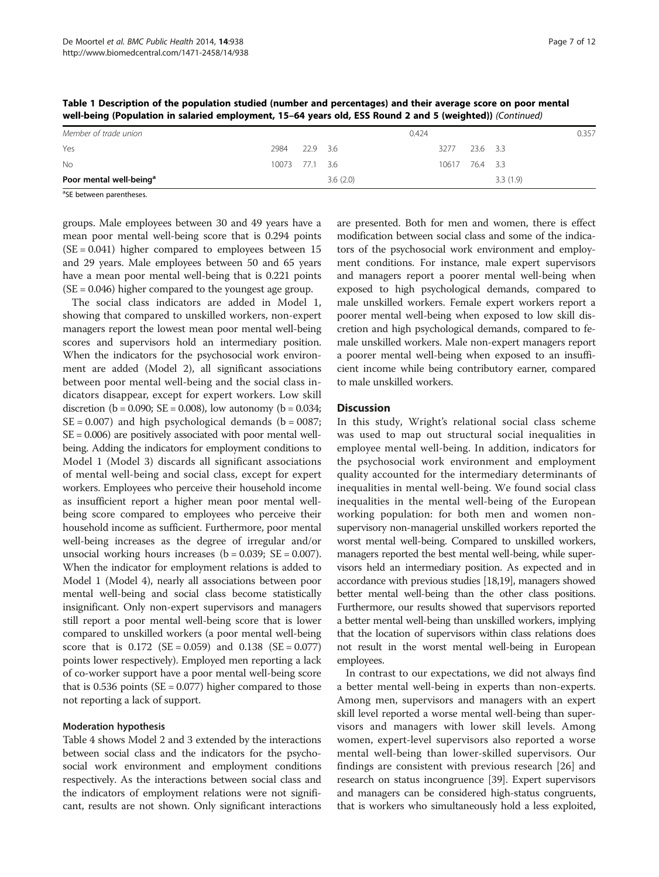**Table 1 Description of the population studied (number and percentages) and their average score on poor mental well-being (Population in salaried employment, 15–64 years old, ESS Round 2 and 5 (weighted))** *(Continued)*

| | | | | | | | | |
|---|---|---|---|---|---|---|---|---|
| *Member of trade union* | | | | 0.424 | | | | 0.357 |
| Yes | 2984 | 22.9 | 3.6 | | 3277 | 23.6 | 3.3 | |
| No | 10073 | 77.1 | 3.6 | | 10617 | 76.4 | 3.3 | |
| **Poor mental well-being**[a] | | | 3.6 (2.0) | | | | 3.3 (1.9) | |

[a]SE between parentheses.

groups. Male employees between 30 and 49 years have a mean poor mental well-being score that is 0.294 points (SE = 0.041) higher compared to employees between 15 and 29 years. Male employees between 50 and 65 years have a mean poor mental well-being that is 0.221 points (SE = 0.046) higher compared to the youngest age group.

The social class indicators are added in Model 1, showing that compared to unskilled workers, non-expert managers report the lowest mean poor mental well-being scores and supervisors hold an intermediary position. When the indicators for the psychosocial work environment are added (Model 2), all significant associations between poor mental well-being and the social class indicators disappear, except for expert workers. Low skill discretion (b = 0.090; SE = 0.008), low autonomy (b = 0.034; SE = 0.007) and high psychological demands (b = 0087; SE = 0.006) are positively associated with poor mental well-being. Adding the indicators for employment conditions to Model 1 (Model 3) discards all significant associations of mental well-being and social class, except for expert workers. Employees who perceive their household income as insufficient report a higher mean poor mental well-being score compared to employees who perceive their household income as sufficient. Furthermore, poor mental well-being increases as the degree of irregular and/or unsocial working hours increases (b = 0.039; SE = 0.007). When the indicator for employment relations is added to Model 1 (Model 4), nearly all associations between poor mental well-being and social class become statistically insignificant. Only non-expert supervisors and managers still report a poor mental well-being score that is lower compared to unskilled workers (a poor mental well-being score that is 0.172 (SE = 0.059) and 0.138 (SE = 0.077) points lower respectively). Employed men reporting a lack of co-worker support have a poor mental well-being score that is 0.536 points (SE = 0.077) higher compared to those not reporting a lack of support.

### Moderation hypothesis

Table 4 shows Model 2 and 3 extended by the interactions between social class and the indicators for the psychosocial work environment and employment conditions respectively. As the interactions between social class and the indicators of employment relations were not significant, results are not shown. Only significant interactions are presented. Both for men and women, there is effect modification between social class and some of the indicators of the psychosocial work environment and employment conditions. For instance, male expert supervisors and managers report a poorer mental well-being when exposed to high psychological demands, compared to male unskilled workers. Female expert workers report a poorer mental well-being when exposed to low skill discretion and high psychological demands, compared to female unskilled workers. Male non-expert managers report a poorer mental well-being when exposed to an insufficient income while being contributory earner, compared to male unskilled workers.

## Discussion

In this study, Wright's relational social class scheme was used to map out structural social inequalities in employee mental well-being. In addition, indicators for the psychosocial work environment and employment quality accounted for the intermediary determinants of inequalities in mental well-being. We found social class inequalities in the mental well-being of the European working population: for both men and women non-supervisory non-managerial unskilled workers reported the worst mental well-being. Compared to unskilled workers, managers reported the best mental well-being, while supervisors held an intermediary position. As expected and in accordance with previous studies [18,19], managers showed better mental well-being than the other class positions. Furthermore, our results showed that supervisors reported a better mental well-being than unskilled workers, implying that the location of supervisors within class relations does not result in the worst mental well-being in European employees.

In contrast to our expectations, we did not always find a better mental well-being in experts than non-experts. Among men, supervisors and managers with an expert skill level reported a worse mental well-being than supervisors and managers with lower skill levels. Among women, expert-level supervisors also reported a worse mental well-being than lower-skilled supervisors. Our findings are consistent with previous research [26] and research on status incongruence [39]. Expert supervisors and managers can be considered high-status congruents, that is workers who simultaneously hold a less exploited,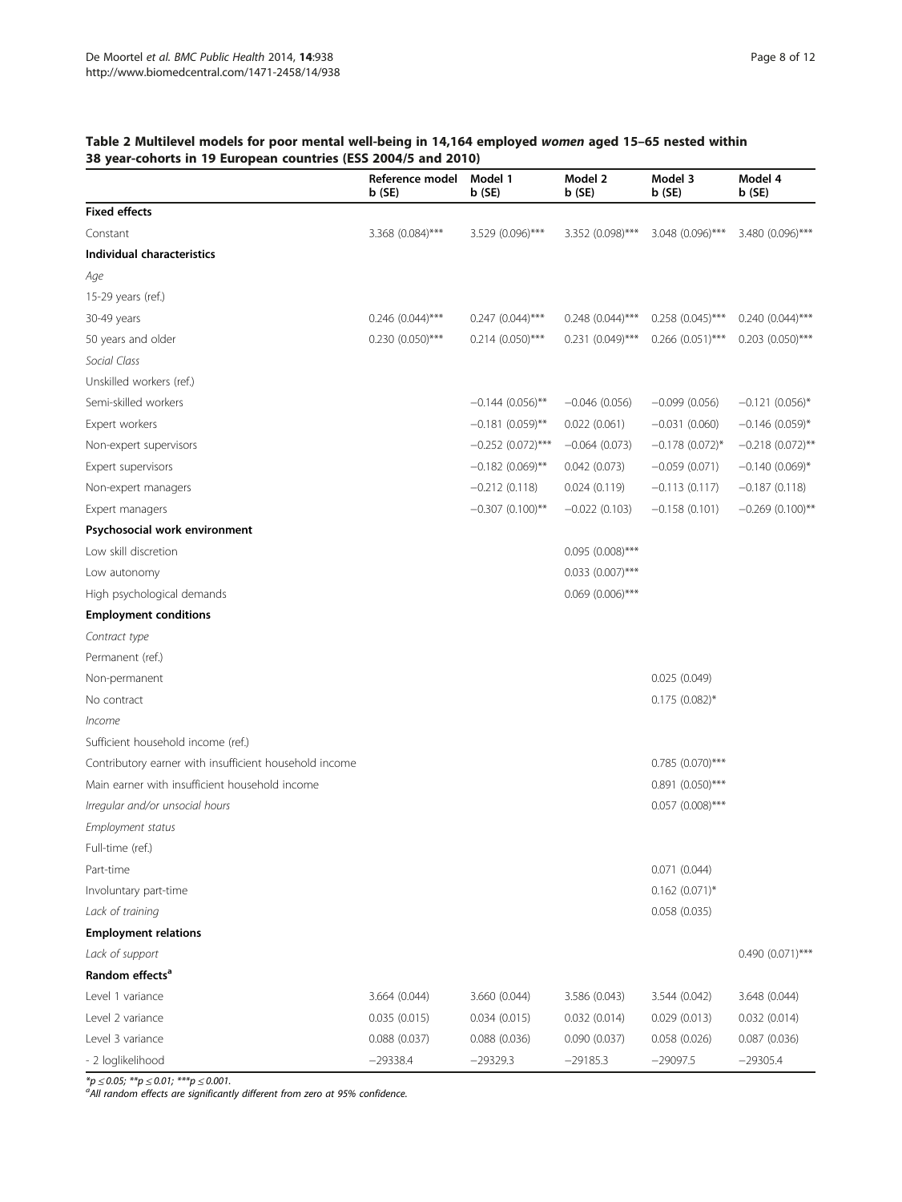**Table 2 Multilevel models for poor mental well-being in 14,164 employed *women* aged 15–65 nested within 38 year-cohorts in 19 European countries (ESS 2004/5 and 2010)**

| | Reference model b (SE) | Model 1 b (SE) | Model 2 b (SE) | Model 3 b (SE) | Model 4 b (SE) |
|---|---|---|---|---|---|
| **Fixed effects** | | | | | |
| Constant | 3.368 (0.084)*** | 3.529 (0.096)*** | 3.352 (0.098)*** | 3.048 (0.096)*** | 3.480 (0.096)*** |
| **Individual characteristics** | | | | | |
| *Age* | | | | | |
| 15-29 years (ref.) | | | | | |
| 30-49 years | 0.246 (0.044)*** | 0.247 (0.044)*** | 0.248 (0.044)*** | 0.258 (0.045)*** | 0.240 (0.044)*** |
| 50 years and older | 0.230 (0.050)*** | 0.214 (0.050)*** | 0.231 (0.049)*** | 0.266 (0.051)*** | 0.203 (0.050)*** |
| *Social Class* | | | | | |
| Unskilled workers (ref.) | | | | | |
| Semi-skilled workers | | −0.144 (0.056)** | −0.046 (0.056) | −0.099 (0.056) | −0.121 (0.056)* |
| Expert workers | | −0.181 (0.059)** | 0.022 (0.061) | −0.031 (0.060) | −0.146 (0.059)* |
| Non-expert supervisors | | −0.252 (0.072)*** | −0.064 (0.073) | −0.178 (0.072)* | −0.218 (0.072)** |
| Expert supervisors | | −0.182 (0.069)** | 0.042 (0.073) | −0.059 (0.071) | −0.140 (0.069)* |
| Non-expert managers | | −0.212 (0.118) | 0.024 (0.119) | −0.113 (0.117) | −0.187 (0.118) |
| Expert managers | | −0.307 (0.100)** | −0.022 (0.103) | −0.158 (0.101) | −0.269 (0.100)** |
| **Psychosocial work environment** | | | | | |
| Low skill discretion | | | 0.095 (0.008)*** | | |
| Low autonomy | | | 0.033 (0.007)*** | | |
| High psychological demands | | | 0.069 (0.006)*** | | |
| **Employment conditions** | | | | | |
| *Contract type* | | | | | |
| Permanent (ref.) | | | | | |
| Non-permanent | | | | 0.025 (0.049) | |
| No contract | | | | 0.175 (0.082)* | |
| *Income* | | | | | |
| Sufficient household income (ref.) | | | | | |
| Contributory earner with insufficient household income | | | | 0.785 (0.070)*** | |
| Main earner with insufficient household income | | | | 0.891 (0.050)*** | |
| *Irregular and/or unsocial hours* | | | | 0.057 (0.008)*** | |
| *Employment status* | | | | | |
| Full-time (ref.) | | | | | |
| Part-time | | | | 0.071 (0.044) | |
| Involuntary part-time | | | | 0.162 (0.071)* | |
| *Lack of training* | | | | 0.058 (0.035) | |
| **Employment relations** | | | | | |
| *Lack of support* | | | | | 0.490 (0.071)*** |
| **Random effects**[a] | | | | | |
| Level 1 variance | 3.664 (0.044) | 3.660 (0.044) | 3.586 (0.043) | 3.544 (0.042) | 3.648 (0.044) |
| Level 2 variance | 0.035 (0.015) | 0.034 (0.015) | 0.032 (0.014) | 0.029 (0.013) | 0.032 (0.014) |
| Level 3 variance | 0.088 (0.037) | 0.088 (0.036) | 0.090 (0.037) | 0.058 (0.026) | 0.087 (0.036) |
| - 2 loglikelihood | −29338.4 | −29329.3 | −29185.3 | −29097.5 | −29305.4 |

*$p \leq 0.05$; **$p \leq 0.01$; ***$p \leq 0.001$.
[a]All random effects are significantly different from zero at 95% confidence.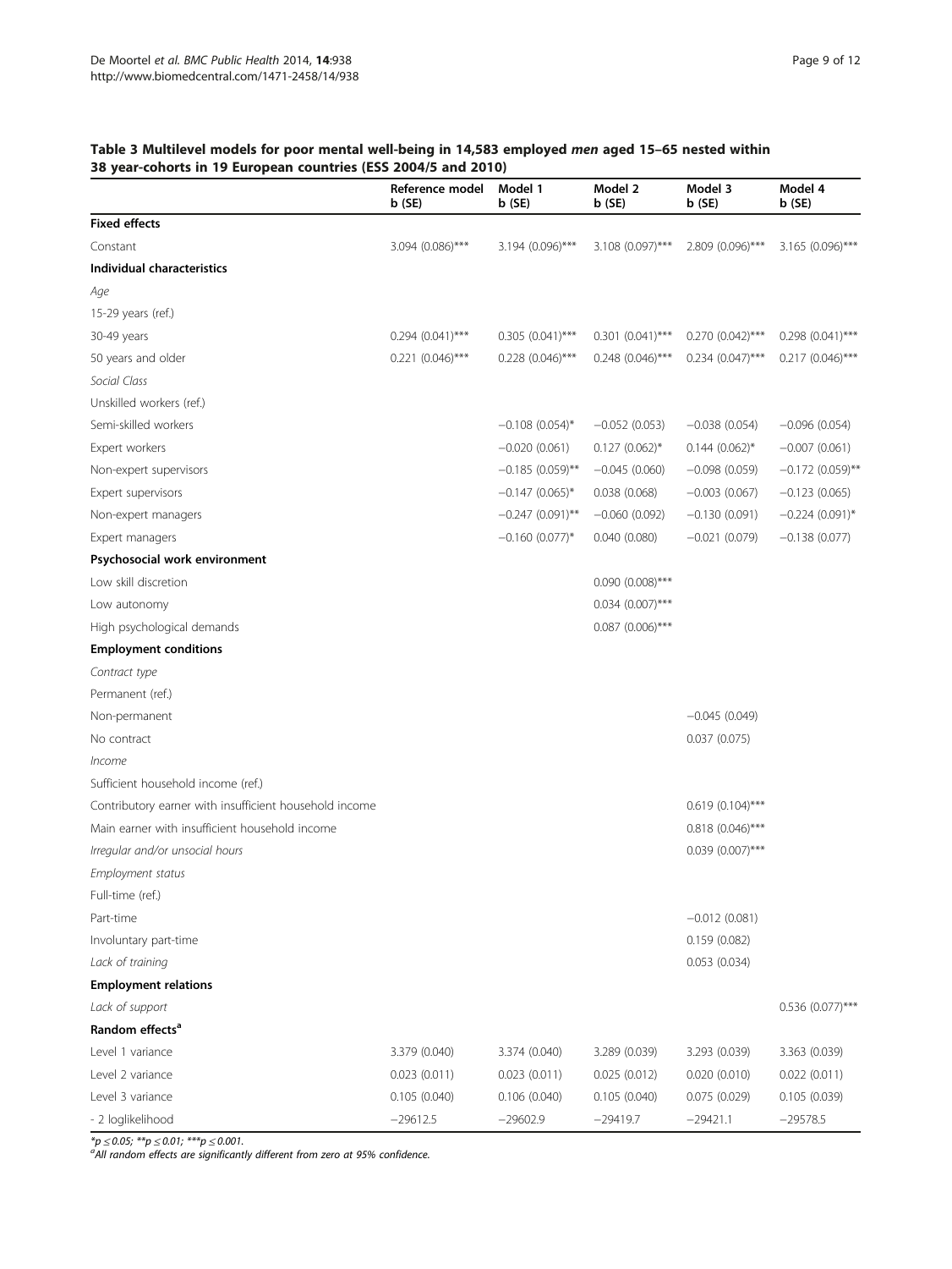**Table 3 Multilevel models for poor mental well-being in 14,583 employed *men* aged 15–65 nested within 38 year-cohorts in 19 European countries (ESS 2004/5 and 2010)**

| | Reference model b (SE) | Model 1 b (SE) | Model 2 b (SE) | Model 3 b (SE) | Model 4 b (SE) |
|---|---|---|---|---|---|
| **Fixed effects** | | | | | |
| Constant | 3.094 (0.086)*** | 3.194 (0.096)*** | 3.108 (0.097)*** | 2.809 (0.096)*** | 3.165 (0.096)*** |
| **Individual characteristics** | | | | | |
| *Age* | | | | | |
| 15-29 years (ref.) | | | | | |
| 30-49 years | 0.294 (0.041)*** | 0.305 (0.041)*** | 0.301 (0.041)*** | 0.270 (0.042)*** | 0.298 (0.041)*** |
| 50 years and older | 0.221 (0.046)*** | 0.228 (0.046)*** | 0.248 (0.046)*** | 0.234 (0.047)*** | 0.217 (0.046)*** |
| *Social Class* | | | | | |
| Unskilled workers (ref.) | | | | | |
| Semi-skilled workers | | −0.108 (0.054)* | −0.052 (0.053) | −0.038 (0.054) | −0.096 (0.054) |
| Expert workers | | −0.020 (0.061) | 0.127 (0.062)* | 0.144 (0.062)* | −0.007 (0.061) |
| Non-expert supervisors | | −0.185 (0.059)** | −0.045 (0.060) | −0.098 (0.059) | −0.172 (0.059)** |
| Expert supervisors | | −0.147 (0.065)* | 0.038 (0.068) | −0.003 (0.067) | −0.123 (0.065) |
| Non-expert managers | | −0.247 (0.091)** | −0.060 (0.092) | −0.130 (0.091) | −0.224 (0.091)* |
| Expert managers | | −0.160 (0.077)* | 0.040 (0.080) | −0.021 (0.079) | −0.138 (0.077) |
| **Psychosocial work environment** | | | | | |
| Low skill discretion | | | 0.090 (0.008)*** | | |
| Low autonomy | | | 0.034 (0.007)*** | | |
| High psychological demands | | | 0.087 (0.006)*** | | |
| **Employment conditions** | | | | | |
| *Contract type* | | | | | |
| Permanent (ref.) | | | | | |
| Non-permanent | | | | −0.045 (0.049) | |
| No contract | | | | 0.037 (0.075) | |
| *Income* | | | | | |
| Sufficient household income (ref.) | | | | | |
| Contributory earner with insufficient household income | | | | 0.619 (0.104)*** | |
| Main earner with insufficient household income | | | | 0.818 (0.046)*** | |
| *Irregular and/or unsocial hours* | | | | 0.039 (0.007)*** | |
| *Employment status* | | | | | |
| Full-time (ref.) | | | | | |
| Part-time | | | | −0.012 (0.081) | |
| Involuntary part-time | | | | 0.159 (0.082) | |
| *Lack of training* | | | | 0.053 (0.034) | |
| **Employment relations** | | | | | |
| *Lack of support* | | | | | 0.536 (0.077)*** |
| **Random effects**[a] | | | | | |
| Level 1 variance | 3.379 (0.040) | 3.374 (0.040) | 3.289 (0.039) | 3.293 (0.039) | 3.363 (0.039) |
| Level 2 variance | 0.023 (0.011) | 0.023 (0.011) | 0.025 (0.012) | 0.020 (0.010) | 0.022 (0.011) |
| Level 3 variance | 0.105 (0.040) | 0.106 (0.040) | 0.105 (0.040) | 0.075 (0.029) | 0.105 (0.039) |
| - 2 loglikelihood | −29612.5 | −29602.9 | −29419.7 | −29421.1 | −29578.5 |

*$p \leq 0.05$; **$p \leq 0.01$; ***$p \leq 0.001$.

[a]All random effects are significantly different from zero at 95% confidence.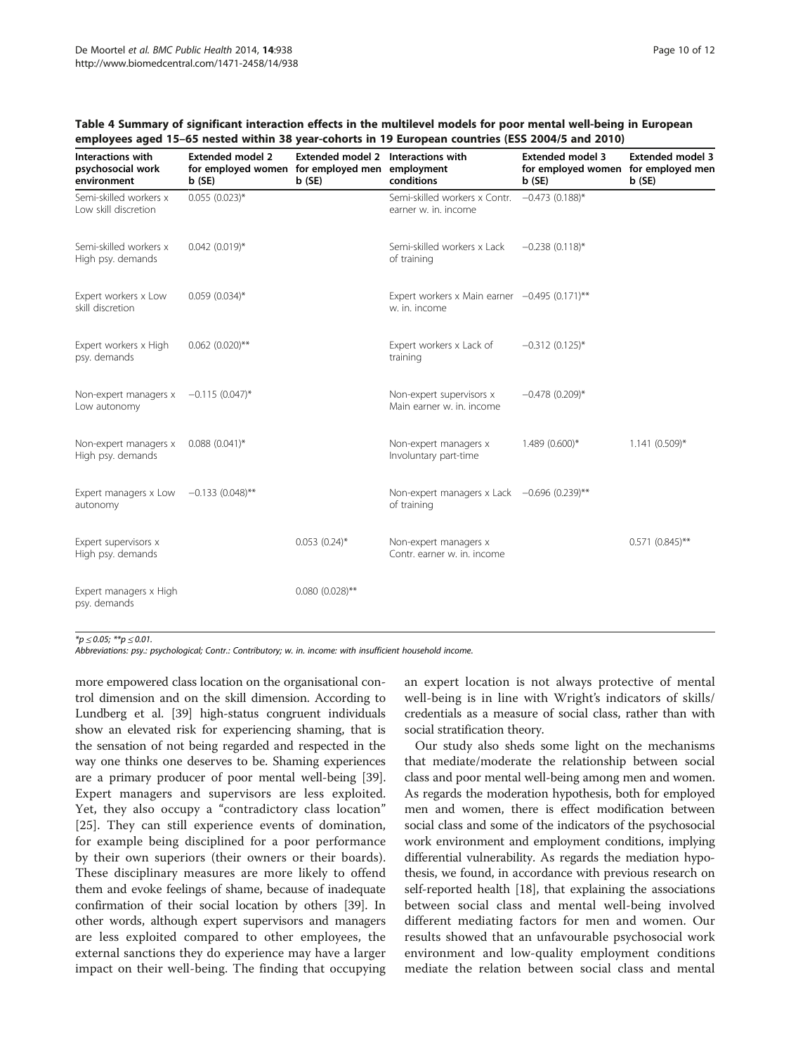**Table 4 Summary of significant interaction effects in the multilevel models for poor mental well-being in European employees aged 15–65 nested within 38 year-cohorts in 19 European countries (ESS 2004/5 and 2010)**

| Interactions with psychosocial work environment | Extended model 2 for employed women b (SE) | Extended model 2 for employed men b (SE) | Interactions with employment conditions | Extended model 3 for employed women b (SE) | Extended model 3 for employed men b (SE) |
|---|---|---|---|---|---|
| Semi-skilled workers x Low skill discretion | 0.055 (0.023)* | | Semi-skilled workers x Contr. earner w. in. income | −0.473 (0.188)* | |
| Semi-skilled workers x High psy. demands | 0.042 (0.019)* | | Semi-skilled workers x Lack of training | −0.238 (0.118)* | |
| Expert workers x Low skill discretion | 0.059 (0.034)* | | Expert workers x Main earner w. in. income | −0.495 (0.171)** | |
| Expert workers x High psy. demands | 0.062 (0.020)** | | Expert workers x Lack of training | −0.312 (0.125)* | |
| Non-expert managers x Low autonomy | −0.115 (0.047)* | | Non-expert supervisors x Main earner w. in. income | −0.478 (0.209)* | |
| Non-expert managers x High psy. demands | 0.088 (0.041)* | | Non-expert managers x Involuntary part-time | 1.489 (0.600)* | 1.141 (0.509)* |
| Expert managers x Low autonomy | −0.133 (0.048)** | | Non-expert managers x Lack of training | −0.696 (0.239)** | |
| Expert supervisors x High psy. demands | | 0.053 (0.24)* | Non-expert managers x Contr. earner w. in. income | | 0.571 (0.845)** |
| Expert managers x High psy. demands | | 0.080 (0.028)** | | | |

*p ≤ 0.05; **p ≤ 0.01.

*Abbreviations: psy.: psychological; Contr.: Contributory; w. in. income: with insufficient household income.*

more empowered class location on the organisational control dimension and on the skill dimension. According to Lundberg et al. [39] high-status congruent individuals show an elevated risk for experiencing shaming, that is the sensation of not being regarded and respected in the way one thinks one deserves to be. Shaming experiences are a primary producer of poor mental well-being [39]. Expert managers and supervisors are less exploited. Yet, they also occupy a "contradictory class location" [25]. They can still experience events of domination, for example being disciplined for a poor performance by their own superiors (their owners or their boards). These disciplinary measures are more likely to offend them and evoke feelings of shame, because of inadequate confirmation of their social location by others [39]. In other words, although expert supervisors and managers are less exploited compared to other employees, the external sanctions they do experience may have a larger impact on their well-being. The finding that occupying an expert location is not always protective of mental well-being is in line with Wright's indicators of skills/credentials as a measure of social class, rather than with social stratification theory.

Our study also sheds some light on the mechanisms that mediate/moderate the relationship between social class and poor mental well-being among men and women. As regards the moderation hypothesis, both for employed men and women, there is effect modification between social class and some of the indicators of the psychosocial work environment and employment conditions, implying differential vulnerability. As regards the mediation hypothesis, we found, in accordance with previous research on self-reported health [18], that explaining the associations between social class and mental well-being involved different mediating factors for men and women. Our results showed that an unfavourable psychosocial work environment and low-quality employment conditions mediate the relation between social class and mental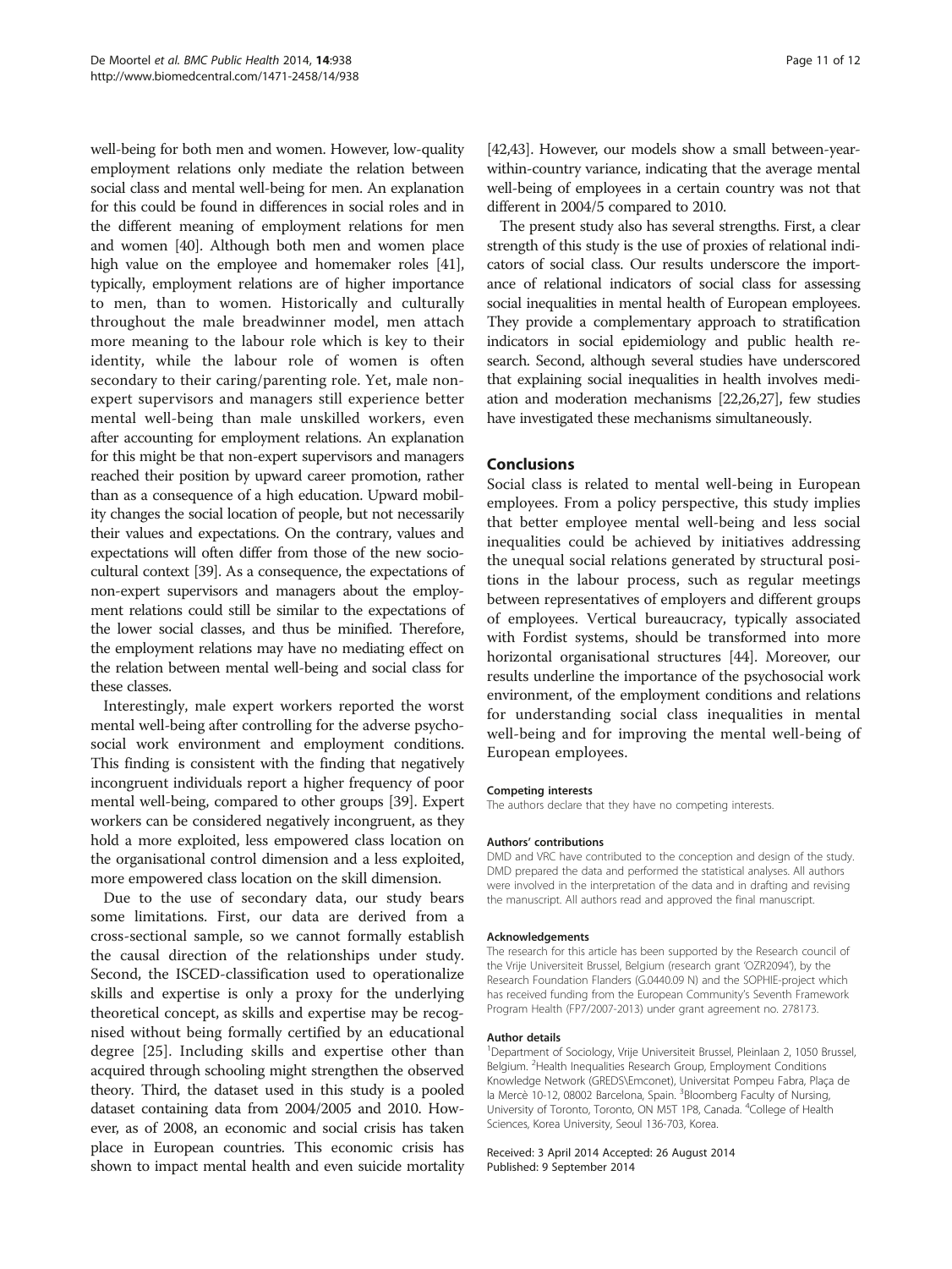well-being for both men and women. However, low-quality employment relations only mediate the relation between social class and mental well-being for men. An explanation for this could be found in differences in social roles and in the different meaning of employment relations for men and women [40]. Although both men and women place high value on the employee and homemaker roles [41], typically, employment relations are of higher importance to men, than to women. Historically and culturally throughout the male breadwinner model, men attach more meaning to the labour role which is key to their identity, while the labour role of women is often secondary to their caring/parenting role. Yet, male non-expert supervisors and managers still experience better mental well-being than male unskilled workers, even after accounting for employment relations. An explanation for this might be that non-expert supervisors and managers reached their position by upward career promotion, rather than as a consequence of a high education. Upward mobility changes the social location of people, but not necessarily their values and expectations. On the contrary, values and expectations will often differ from those of the new sociocultural context [39]. As a consequence, the expectations of non-expert supervisors and managers about the employment relations could still be similar to the expectations of the lower social classes, and thus be minified. Therefore, the employment relations may have no mediating effect on the relation between mental well-being and social class for these classes.

Interestingly, male expert workers reported the worst mental well-being after controlling for the adverse psychosocial work environment and employment conditions. This finding is consistent with the finding that negatively incongruent individuals report a higher frequency of poor mental well-being, compared to other groups [39]. Expert workers can be considered negatively incongruent, as they hold a more exploited, less empowered class location on the organisational control dimension and a less exploited, more empowered class location on the skill dimension.

Due to the use of secondary data, our study bears some limitations. First, our data are derived from a cross-sectional sample, so we cannot formally establish the causal direction of the relationships under study. Second, the ISCED-classification used to operationalize skills and expertise is only a proxy for the underlying theoretical concept, as skills and expertise may be recognised without being formally certified by an educational degree [25]. Including skills and expertise other than acquired through schooling might strengthen the observed theory. Third, the dataset used in this study is a pooled dataset containing data from 2004/2005 and 2010. However, as of 2008, an economic and social crisis has taken place in European countries. This economic crisis has shown to impact mental health and even suicide mortality [42,43]. However, our models show a small between-year-within-country variance, indicating that the average mental well-being of employees in a certain country was not that different in 2004/5 compared to 2010.

The present study also has several strengths. First, a clear strength of this study is the use of proxies of relational indicators of social class. Our results underscore the importance of relational indicators of social class for assessing social inequalities in mental health of European employees. They provide a complementary approach to stratification indicators in social epidemiology and public health research. Second, although several studies have underscored that explaining social inequalities in health involves mediation and moderation mechanisms [22,26,27], few studies have investigated these mechanisms simultaneously.

## Conclusions

Social class is related to mental well-being in European employees. From a policy perspective, this study implies that better employee mental well-being and less social inequalities could be achieved by initiatives addressing the unequal social relations generated by structural positions in the labour process, such as regular meetings between representatives of employers and different groups of employees. Vertical bureaucracy, typically associated with Fordist systems, should be transformed into more horizontal organisational structures [44]. Moreover, our results underline the importance of the psychosocial work environment, of the employment conditions and relations for understanding social class inequalities in mental well-being and for improving the mental well-being of European employees.

#### Competing interests

The authors declare that they have no competing interests.

#### Authors' contributions

DMD and VRC have contributed to the conception and design of the study. DMD prepared the data and performed the statistical analyses. All authors were involved in the interpretation of the data and in drafting and revising the manuscript. All authors read and approved the final manuscript.

#### Acknowledgements

The research for this article has been supported by the Research council of the Vrije Universiteit Brussel, Belgium (research grant 'OZR2094'), by the Research Foundation Flanders (G.0440.09 N) and the SOPHIE-project which has received funding from the European Community's Seventh Framework Program Health (FP7/2007-2013) under grant agreement no. 278173.

#### Author details

[1]Department of Sociology, Vrije Universiteit Brussel, Pleinlaan 2, 1050 Brussel, Belgium. [2]Health Inequalities Research Group, Employment Conditions Knowledge Network (GREDS\Emconet), Universitat Pompeu Fabra, Plaça de la Mercè 10-12, 08002 Barcelona, Spain. [3]Bloomberg Faculty of Nursing, University of Toronto, Toronto, ON M5T 1P8, Canada. [4]College of Health Sciences, Korea University, Seoul 136-703, Korea.

Received: 3 April 2014 Accepted: 26 August 2014
Published: 9 September 2014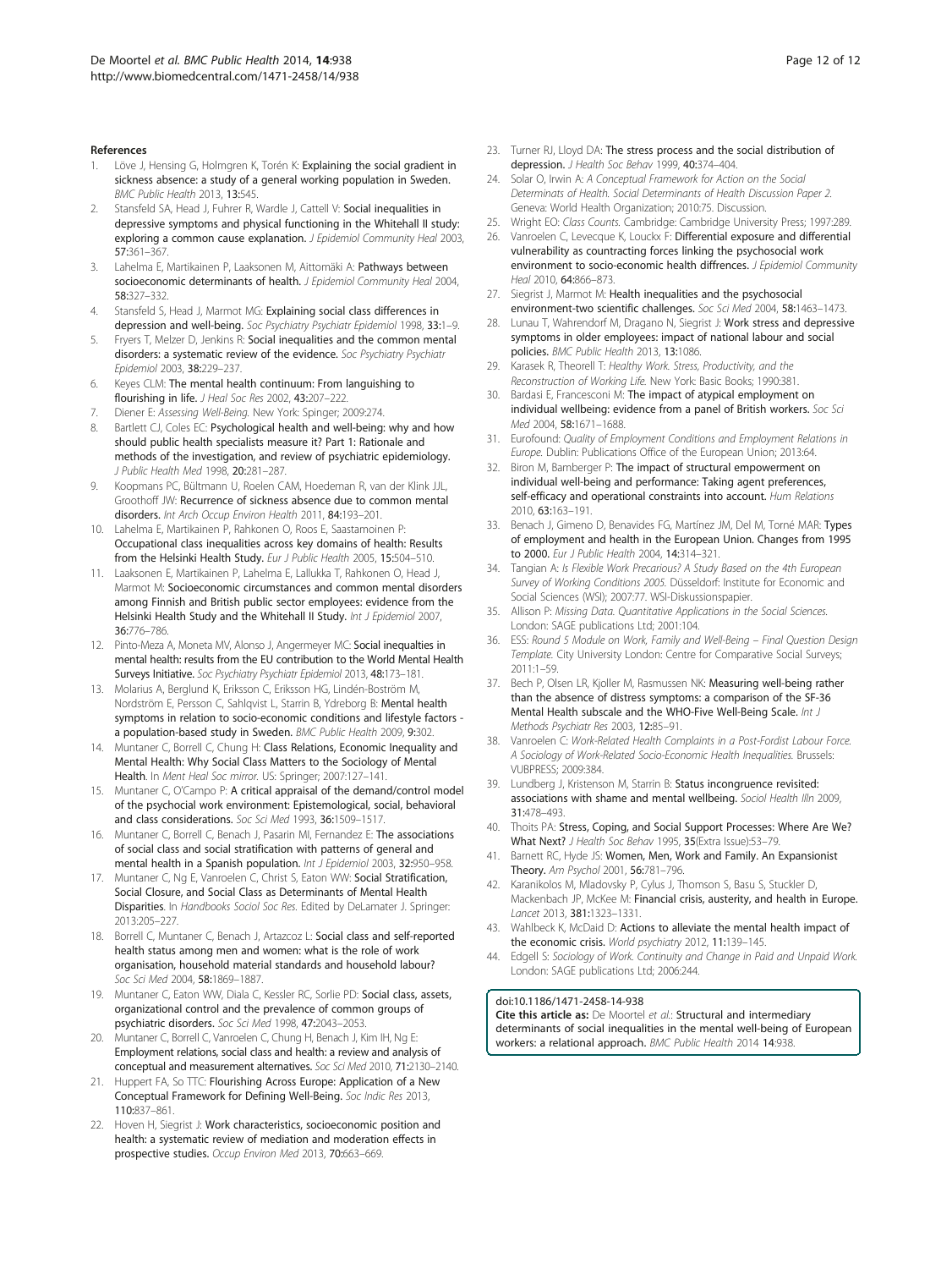## References

1. Löve J, Hensing G, Holmgren K, Torén K: **Explaining the social gradient in sickness absence: a study of a general working population in Sweden.** *BMC Public Health* 2013, **13:**545.
2. Stansfeld SA, Head J, Fuhrer R, Wardle J, Cattell V: **Social inequalities in depressive symptoms and physical functioning in the Whitehall II study: exploring a common cause explanation.** *J Epidemiol Community Heal* 2003, **57:**361–367.
3. Lahelma E, Martikainen P, Laaksonen M, Aittomäki A: **Pathways between socioeconomic determinants of health.** *J Epidemiol Community Heal* 2004, **58:**327–332.
4. Stansfeld S, Head J, Marmot MG: **Explaining social class differences in depression and well-being.** *Soc Psychiatry Psychiatr Epidemiol* 1998, **33:**1–9.
5. Fryers T, Melzer D, Jenkins R: **Social inequalities and the common mental disorders: a systematic review of the evidence.** *Soc Psychiatry Psychiatr Epidemiol* 2003, **38:**229–237.
6. Keyes CLM: **The mental health continuum: From languishing to flourishing in life.** *J Heal Soc Res* 2002, **43:**207–222.
7. Diener E: *Assessing Well-Being.* New York: Spinger; 2009:274.
8. Bartlett CJ, Coles EC: **Psychological health and well-being: why and how should public health specialists measure it? Part 1: Rationale and methods of the investigation, and review of psychiatric epidemiology.** *J Public Health Med* 1998, **20:**281–287.
9. Koopmans PC, Bültmann U, Roelen CAM, Hoedeman R, van der Klink JJL, Groothoff JW: **Recurrence of sickness absence due to common mental disorders.** *Int Arch Occup Environ Health* 2011, **84:**193–201.
10. Lahelma E, Martikainen P, Rahkonen O, Roos E, Saastamoinen P: **Occupational class inequalities across key domains of health: Results from the Helsinki Health Study.** *Eur J Public Health* 2005, **15:**504–510.
11. Laaksonen E, Martikainen P, Lahelma E, Lallukka T, Rahkonen O, Head J, Marmot M: **Socioeconomic circumstances and common mental disorders among Finnish and British public sector employees: evidence from the Helsinki Health Study and the Whitehall II Study.** *Int J Epidemiol* 2007, **36:**776–786.
12. Pinto-Meza A, Moneta MV, Alonso J, Angermeyer MC: **Social inequalties in mental health: results from the EU contribution to the World Mental Health Surveys Initiative.** *Soc Psychiatry Psychiatr Epidemiol* 2013, **48:**173–181.
13. Molarius A, Berglund K, Eriksson C, Eriksson HG, Lindén-Boström M, Nordström E, Persson C, Sahlqvist L, Starrin B, Ydreborg B: **Mental health symptoms in relation to socio-economic conditions and lifestyle factors - a population-based study in Sweden.** *BMC Public Health* 2009, **9:**302.
14. Muntaner C, Borrell C, Chung H: **Class Relations, Economic Inequality and Mental Health: Why Social Class Matters to the Sociology of Mental Health.** In *Ment Heal Soc mirror.* US: Springer; 2007:127–141.
15. Muntaner C, O'Campo P: **A critical appraisal of the demand/control model of the psychosocial work environment: Epistemological, social, behavioral and class considerations.** *Soc Sci Med* 1993, **36:**1509–1517.
16. Muntaner C, Borrell C, Benach J, Pasarin MI, Fernandez E: **The associations of social class and social stratification with patterns of general and mental health in a Spanish population.** *Int J Epidemiol* 2003, **32:**950–958.
17. Muntaner C, Ng E, Vanroelen C, Christ S, Eaton WW: **Social Stratification, Social Closure, and Social Class as Determinants of Mental Health Disparities.** In *Handbooks Sociol Soc Res.* Edited by DeLamater J. Springer: 2013:205–227.
18. Borrell C, Muntaner C, Benach J, Artazcoz L: **Social class and self-reported health status among men and women: what is the role of work organisation, household material standards and household labour?** *Soc Sci Med* 2004, **58:**1869–1887.
19. Muntaner C, Eaton WW, Diala C, Kessler RC, Sorlie PD: **Social class, assets, organizational control and the prevalence of common groups of psychiatric disorders.** *Soc Sci Med* 1998, **47:**2043–2053.
20. Muntaner C, Borrell C, Vanroelen C, Chung H, Benach J, Kim IH, Ng E: **Employment relations, social class and health: a review and analysis of conceptual and measurement alternatives.** *Soc Sci Med* 2010, **71:**2130–2140.
21. Huppert FA, So TTC: **Flourishing Across Europe: Application of a New Conceptual Framework for Defining Well-Being.** *Soc Indic Res* 2013, **110:**837–861.
22. Hoven H, Siegrist J: **Work characteristics, socioeconomic position and health: a systematic review of mediation and moderation effects in prospective studies.** *Occup Environ Med* 2013, **70:**663–669.
23. Turner RJ, Lloyd DA: **The stress process and the social distribution of depression.** *J Health Soc Behav* 1999, **40:**374–404.
24. Solar O, Irwin A: *A Conceptual Framework for Action on the Social Determinants of Health. Social Determinants of Health Discussion Paper 2.* Geneva: World Health Organization; 2010:75. Discussion.
25. Wright EO: *Class Counts.* Cambridge: Cambridge University Press; 1997:289.
26. Vanroelen C, Levecque K, Louckx F: **Differential exposure and differential vulnerability as countracting forces linking the psychosocial work environment to socio-economic health diffrences.** *J Epidemiol Community Heal* 2010, **64:**866–873.
27. Siegrist J, Marmot M: **Health inequalities and the psychosocial environment-two scientific challenges.** *Soc Sci Med* 2004, **58:**1463–1473.
28. Lunau T, Wahrendorf M, Dragano N, Siegrist J: **Work stress and depressive symptoms in older employees: impact of national labour and social policies.** *BMC Public Health* 2013, **13:**1086.
29. Karasek R, Theorell T: *Healthy Work. Stress, Productivity, and the Reconstruction of Working Life.* New York: Basic Books; 1990:381.
30. Bardasi E, Francesconi M: **The impact of atypical employment on individual wellbeing: evidence from a panel of British workers.** *Soc Sci Med* 2004, **58:**1671–1688.
31. Eurofound: *Quality of Employment Conditions and Employment Relations in Europe.* Dublin: Publications Office of the European Union; 2013:64.
32. Biron M, Bamberger P: **The impact of structural empowerment on individual well-being and performance: Taking agent preferences, self-efficacy and operational constraints into account.** *Hum Relations* 2010, **63:**163–191.
33. Benach J, Gimeno D, Benavides FG, Martínez JM, Del M, Torné MAR: **Types of employment and health in the European Union. Changes from 1995 to 2000.** *Eur J Public Health* 2004, **14:**314–321.
34. Tangian A: *Is Flexible Work Precarious? A Study Based on the 4th European Survey of Working Conditions 2005.* Düsseldorf: Institute for Economic and Social Sciences (WSI); 2007:77. WSI-Diskussionspapier.
35. Allison P: *Missing Data. Quantitative Applications in the Social Sciences.* London: SAGE publications Ltd; 2001:104.
36. ESS: *Round 5 Module on Work, Family and Well-Being – Final Question Design Template.* City University London: Centre for Comparative Social Surveys; 2011:1–59.
37. Bech P, Olsen LR, Kjoller M, Rasmussen NK: **Measuring well-being rather than the absence of distress symptoms: a comparison of the SF-36 Mental Health subscale and the WHO-Five Well-Being Scale.** *Int J Methods Psychiatr Res* 2003, **12:**85–91.
38. Vanroelen C: *Work-Related Health Complaints in a Post-Fordist Labour Force. A Sociology of Work-Related Socio-Economic Health Inequalities.* Brussels: VUBPRESS; 2009:384.
39. Lundberg J, Kristenson M, Starrin B: **Status incongruence revisited: associations with shame and mental wellbeing.** *Sociol Health Illn* 2009, **31:**478–493.
40. Thoits PA: **Stress, Coping, and Social Support Processes: Where Are We? What Next?** *J Health Soc Behav* 1995, **35**(Extra Issue):53–79.
41. Barnett RC, Hyde JS: **Women, Men, Work and Family. An Expansionist Theory.** *Am Psychol* 2001, **56:**781–796.
42. Karanikolos M, Mladovsky P, Cylus J, Thomson S, Basu S, Stuckler D, Mackenbach JP, McKee M: **Financial crisis, austerity, and health in Europe.** *Lancet* 2013, **381:**1323–1331.
43. Wahlbeck K, McDaid D: **Actions to alleviate the mental health impact of the economic crisis.** *World psychiatry* 2012, **11:**139–145.
44. Edgell S: *Sociology of Work. Continuity and Change in Paid and Unpaid Work.* London: SAGE publications Ltd; 2006:244.

doi:10.1186/1471-2458-14-938

**Cite this article as:** De Moortel *et al.*: Structural and intermediary determinants of social inequalities in the mental well-being of European workers: a relational approach. *BMC Public Health* 2014 **14**:938.